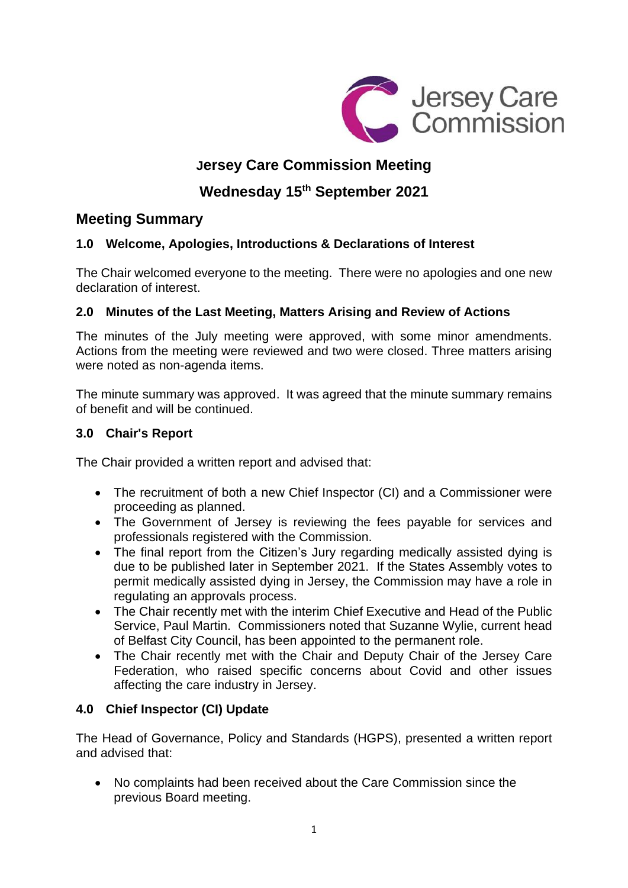# Jersey Care Commission Meeting

## Wednesday 15th September 2021

## Meeting Summary

### 1.0 Welcome, Apologies, Introductions & Declarations of Interest

The Chair welcomed everyone to the meeting. There were no apologies and one new declaration of interest.

### 2.0 Minutes of the Last Meeting, Matters Arising and Review of Actions

The minutes of the July meeting were approved, with some minor amendments. Actions from the meeting were reviewed and two were closed. Three matters arising were noted as non-agenda items.

The minute summary was approved. It was agreed that the minute summary remains of benefit and will be continued.

### 3.0 Chair's Report

The Chair provided a written report and advised that:

- The recruitment of both a new Chief Inspector (CI) and a Commissioner were proceeding as planned.
- The Government of Jersey is reviewing the fees payable for services and professionals registered with the Commission.
- The final report from the Citizen's Jury regarding medically assisted dying is due to be published later in September 2021. If the States Assembly votes to permit medically assisted dying in Jersey, the Commission may have a role in regulating an approvals process.
- The Chair recently met with the interim Chief Executive and Head of the Public Service, Paul Martin. Commissioners noted that Suzanne Wylie, current head of Belfast City Council, has been appointed to the permanent role.
- The Chair recently met with the Chair and Deputy Chair of the Jersey Care Federation, who raised specific concerns about Covid and other issues affecting the care industry in Jersey.

### 4.0 Chief Inspector (CI) Update

The Head of Governance, Policy and Standards (HGPS), presented a written report and advised that:

- No complaints had been received about the Care Commission since the previous Board meeting.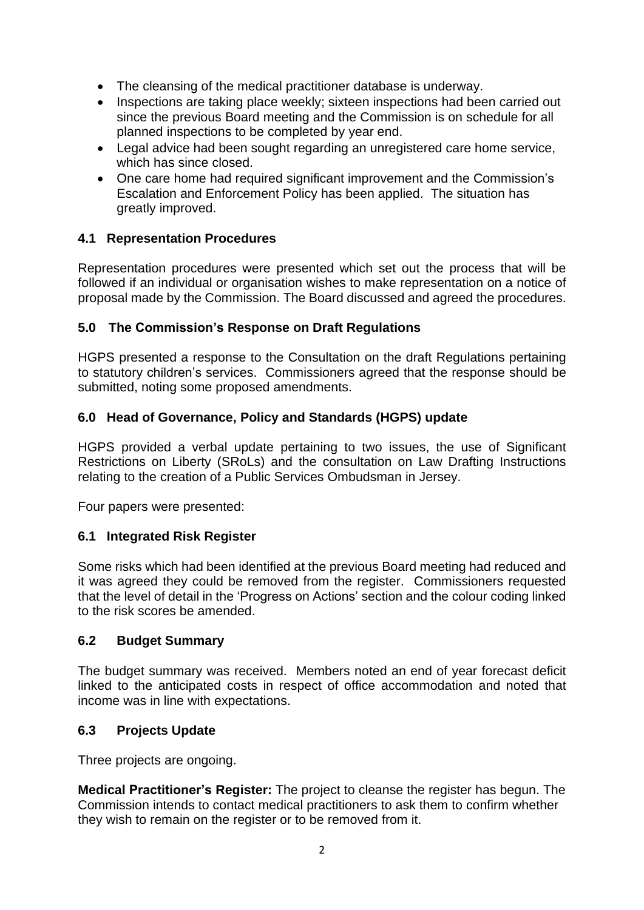- The cleansing of the medical practitioner database is underway.
- Inspections are taking place weekly; sixteen inspections had been carried out since the previous Board meeting and the Commission is on schedule for all planned inspections to be completed by year end.
- Legal advice had been sought regarding an unregistered care home service, which has since closed.
- One care home had required significant improvement and the Commission's Escalation and Enforcement Policy has been applied. The situation has greatly improved.

### 4.1 Representation Procedures

Representation procedures were presented which set out the process that will be followed if an individual or organisation wishes to make representation on a notice of proposal made by the Commission. The Board discussed and agreed the procedures.

### 5.0 The Commission's Response on Draft Regulations

HGPS presented a response to the Consultation on the draft Regulations pertaining to statutory children's services. Commissioners agreed that the response should be submitted, noting some proposed amendments.

### 6.0 Head of Governance, Policy and Standards (HGPS) update

HGPS provided a verbal update pertaining to two issues, the use of Significant Restrictions on Liberty (SRoLs) and the consultation on Law Drafting Instructions relating to the creation of a Public Services Ombudsman in Jersey.

Four papers were presented:

### 6.1 Integrated Risk Register

Some risks which had been identified at the previous Board meeting had reduced and it was agreed they could be removed from the register. Commissioners requested that the level of detail in the 'Progress on Actions' section and the colour coding linked to the risk scores be amended.

### 6.2 Budget Summary

The budget summary was received. Members noted an end of year forecast deficit linked to the anticipated costs in respect of office accommodation and noted that income was in line with expectations.

### 6.3 Projects Update

Three projects are ongoing.

**Medical Practitioner's Register:** The project to cleanse the register has begun. The Commission intends to contact medical practitioners to ask them to confirm whether they wish to remain on the register or to be removed from it.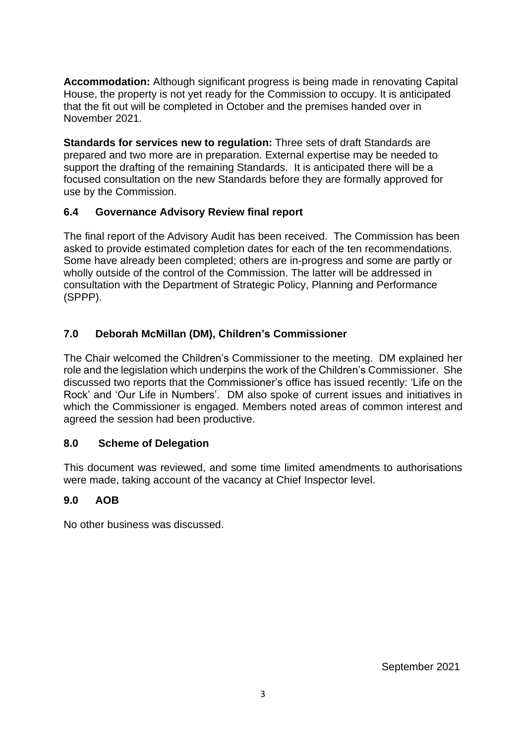**Accommodation:** Although significant progress is being made in renovating Capital House, the property is not yet ready for the Commission to occupy. It is anticipated that the fit out will be completed in October and the premises handed over in November 2021.

**Standards for services new to regulation:** Three sets of draft Standards are prepared and two more are in preparation. External expertise may be needed to support the drafting of the remaining Standards. It is anticipated there will be a focused consultation on the new Standards before they are formally approved for use by the Commission.

### 6.4 Governance Advisory Review final report

The final report of the Advisory Audit has been received. The Commission has been asked to provide estimated completion dates for each of the ten recommendations. Some have already been completed; others are in-progress and some are partly or wholly outside of the control of the Commission. The latter will be addressed in consultation with the Department of Strategic Policy, Planning and Performance (SPPP).

## 7.0 Deborah McMillan (DM), Children's Commissioner

The Chair welcomed the Children's Commissioner to the meeting. DM explained her role and the legislation which underpins the work of the Children's Commissioner. She discussed two reports that the Commissioner's office has issued recently: 'Life on the Rock' and 'Our Life in Numbers'. DM also spoke of current issues and initiatives in which the Commissioner is engaged. Members noted areas of common interest and agreed the session had been productive.

## 8.0 Scheme of Delegation

This document was reviewed, and some time limited amendments to authorisations were made, taking account of the vacancy at Chief Inspector level.

## 9.0 AOB

No other business was discussed.

September 2021